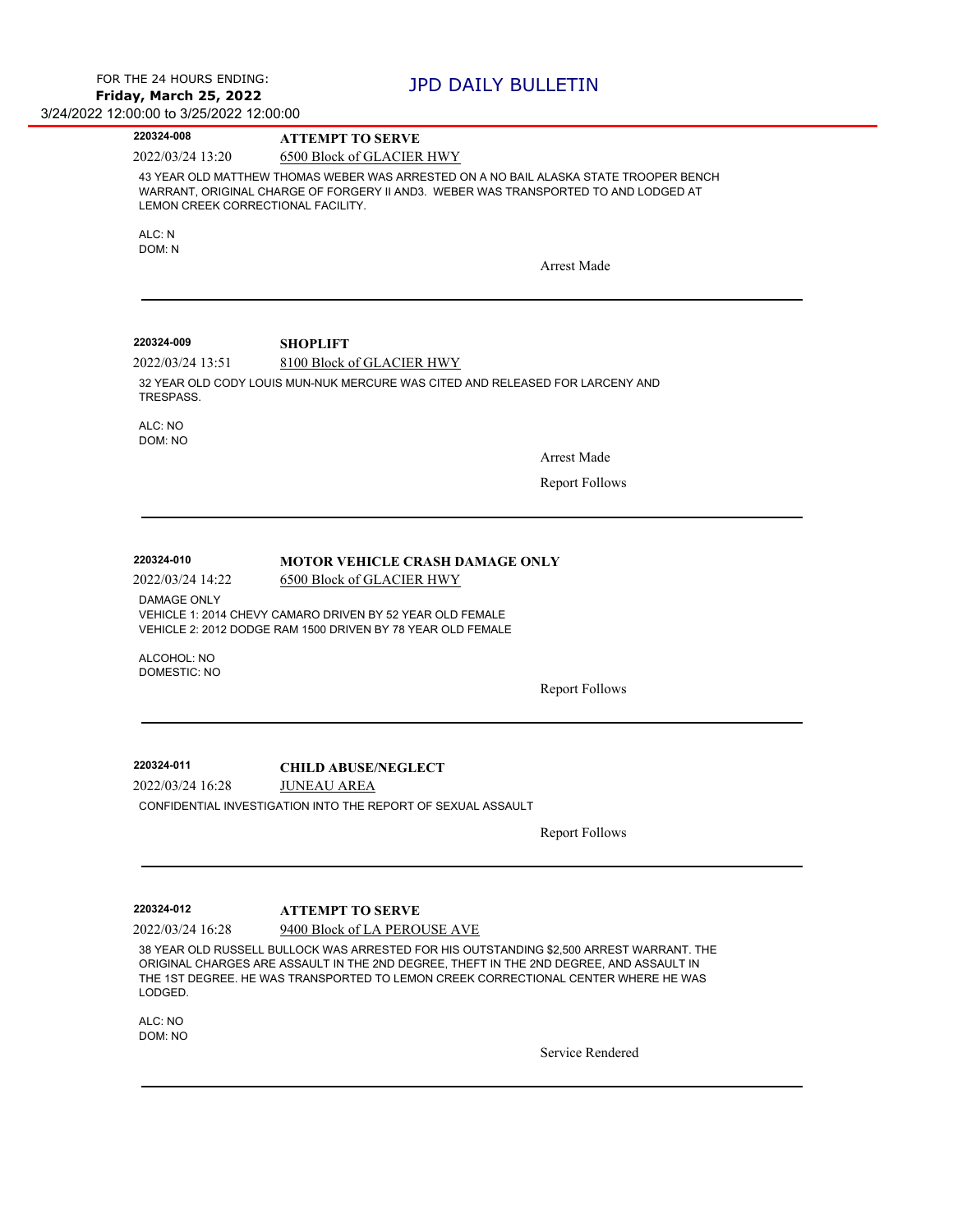FOR THE 24 HOURS ENDING:
**Friday, March 25, 2022**
3/24/2022 12:00:00 to 3/25/2022 12:00:00

# JPD DAILY BULLETIN

---

**220324-008** **ATTEMPT TO SERVE**

2022/03/24 13:20 6500 Block of GLACIER HWY

43 YEAR OLD MATTHEW THOMAS WEBER WAS ARRESTED ON A NO BAIL ALASKA STATE TROOPER BENCH WARRANT, ORIGINAL CHARGE OF FORGERY II AND3. WEBER WAS TRANSPORTED TO AND LODGED AT LEMON CREEK CORRECTIONAL FACILITY.

ALC: N
DOM: N

Arrest Made

---

**220324-009** **SHOPLIFT**

2022/03/24 13:51 8100 Block of GLACIER HWY

32 YEAR OLD CODY LOUIS MUN-NUK MERCURE WAS CITED AND RELEASED FOR LARCENY AND TRESPASS.

ALC: NO
DOM: NO

Arrest Made

Report Follows

---

**220324-010** **MOTOR VEHICLE CRASH DAMAGE ONLY**

2022/03/24 14:22 6500 Block of GLACIER HWY

DAMAGE ONLY
VEHICLE 1: 2014 CHEVY CAMARO DRIVEN BY 52 YEAR OLD FEMALE
VEHICLE 2: 2012 DODGE RAM 1500 DRIVEN BY 78 YEAR OLD FEMALE

ALCOHOL: NO
DOMESTIC: NO

Report Follows

---

**220324-011** **CHILD ABUSE/NEGLECT**

2022/03/24 16:28 JUNEAU AREA

CONFIDENTIAL INVESTIGATION INTO THE REPORT OF SEXUAL ASSAULT

Report Follows

---

**220324-012** **ATTEMPT TO SERVE**

2022/03/24 16:28 9400 Block of LA PEROUSE AVE

38 YEAR OLD RUSSELL BULLOCK WAS ARRESTED FOR HIS OUTSTANDING $2,500 ARREST WARRANT. THE ORIGINAL CHARGES ARE ASSAULT IN THE 2ND DEGREE, THEFT IN THE 2ND DEGREE, AND ASSAULT IN THE 1ST DEGREE. HE WAS TRANSPORTED TO LEMON CREEK CORRECTIONAL CENTER WHERE HE WAS LODGED.

ALC: NO
DOM: NO

Service Rendered

---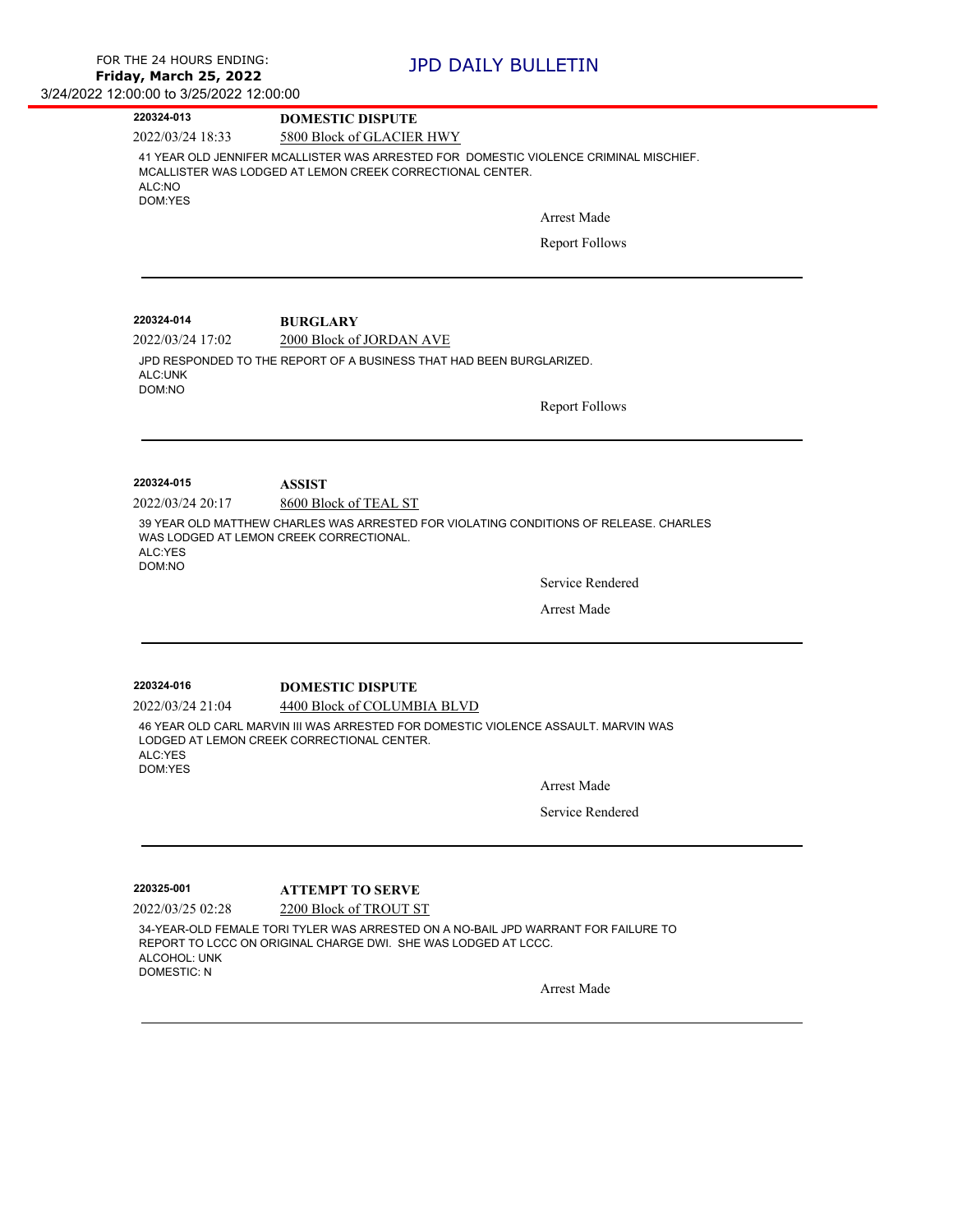FOR THE 24 HOURS ENDING:
**Friday, March 25, 2022**
3/24/2022 12:00:00 to 3/25/2022 12:00:00

# JPD DAILY BULLETIN

**220324-013** — **DOMESTIC DISPUTE**

2022/03/24 18:33 — 5800 Block of GLACIER HWY

41 YEAR OLD JENNIFER MCALLISTER WAS ARRESTED FOR DOMESTIC VIOLENCE CRIMINAL MISCHIEF. MCALLISTER WAS LODGED AT LEMON CREEK CORRECTIONAL CENTER.
ALC:NO
DOM:YES

Arrest Made

Report Follows

---

**220324-014** — **BURGLARY**

2022/03/24 17:02 — 2000 Block of JORDAN AVE

JPD RESPONDED TO THE REPORT OF A BUSINESS THAT HAD BEEN BURGLARIZED.
ALC:UNK
DOM:NO

Report Follows

---

**220324-015** — **ASSIST**

2022/03/24 20:17 — 8600 Block of TEAL ST

39 YEAR OLD MATTHEW CHARLES WAS ARRESTED FOR VIOLATING CONDITIONS OF RELEASE. CHARLES WAS LODGED AT LEMON CREEK CORRECTIONAL.
ALC:YES
DOM:NO

Service Rendered

Arrest Made

---

**220324-016** — **DOMESTIC DISPUTE**

2022/03/24 21:04 — 4400 Block of COLUMBIA BLVD

46 YEAR OLD CARL MARVIN III WAS ARRESTED FOR DOMESTIC VIOLENCE ASSAULT. MARVIN WAS LODGED AT LEMON CREEK CORRECTIONAL CENTER.
ALC:YES
DOM:YES

Arrest Made

Service Rendered

---

**220325-001** — **ATTEMPT TO SERVE**

2022/03/25 02:28 — 2200 Block of TROUT ST

34-YEAR-OLD FEMALE TORI TYLER WAS ARRESTED ON A NO-BAIL JPD WARRANT FOR FAILURE TO REPORT TO LCCC ON ORIGINAL CHARGE DWI. SHE WAS LODGED AT LCCC.
ALCOHOL: UNK
DOMESTIC: N

Arrest Made

---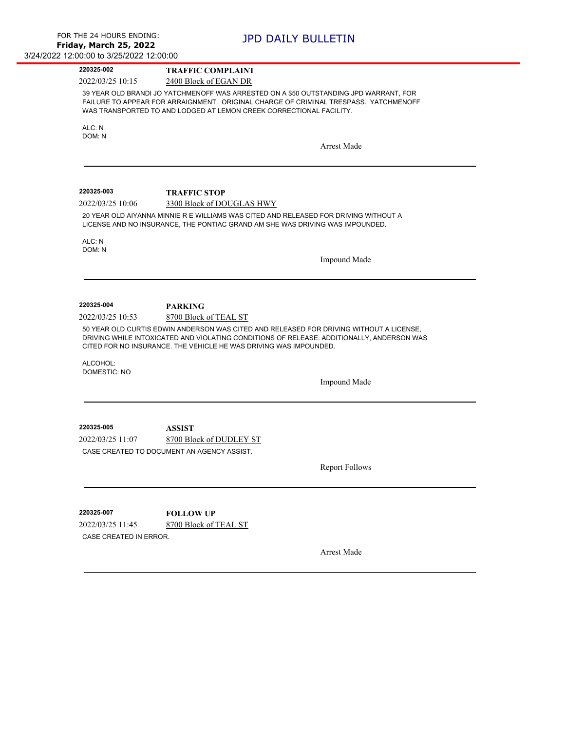**220325-002** **TRAFFIC COMPLAINT**

2022/03/25 10:15 2400 Block of EGAN DR

39 YEAR OLD BRANDI JO YATCHMENOFF WAS ARRESTED ON A $50 OUTSTANDING JPD WARRANT, FOR FAILURE TO APPEAR FOR ARRAIGNMENT. ORIGINAL CHARGE OF CRIMINAL TRESPASS. YATCHMENOFF WAS TRANSPORTED TO AND LODGED AT LEMON CREEK CORRECTIONAL FACILITY.

ALC: N
DOM: N

Arrest Made

---

**220325-003** **TRAFFIC STOP**

2022/03/25 10:06 3300 Block of DOUGLAS HWY

20 YEAR OLD AIYANNA MINNIE R E WILLIAMS WAS CITED AND RELEASED FOR DRIVING WITHOUT A LICENSE AND NO INSURANCE, THE PONTIAC GRAND AM SHE WAS DRIVING WAS IMPOUNDED.

ALC: N
DOM: N

Impound Made

---

**220325-004** **PARKING**

2022/03/25 10:53 8700 Block of TEAL ST

50 YEAR OLD CURTIS EDWIN ANDERSON WAS CITED AND RELEASED FOR DRIVING WITHOUT A LICENSE, DRIVING WHILE INTOXICATED AND VIOLATING CONDITIONS OF RELEASE. ADDITIONALLY, ANDERSON WAS CITED FOR NO INSURANCE. THE VEHICLE HE WAS DRIVING WAS IMPOUNDED.

ALCOHOL:
DOMESTIC: NO

Impound Made

---

**220325-005** **ASSIST**

2022/03/25 11:07 8700 Block of DUDLEY ST

CASE CREATED TO DOCUMENT AN AGENCY ASSIST.

Report Follows

---

**220325-007** **FOLLOW UP**

2022/03/25 11:45 8700 Block of TEAL ST

CASE CREATED IN ERROR.

Arrest Made

---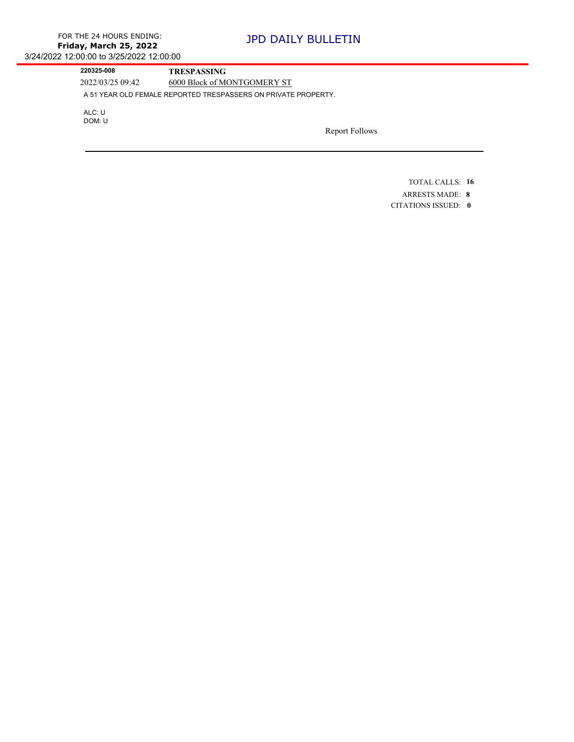**220325-008** **TRESPASSING**

2022/03/25 09:42 6000 Block of MONTGOMERY ST

A 51 YEAR OLD FEMALE REPORTED TRESPASSERS ON PRIVATE PROPERTY.

ALC: U
DOM: U

Report Follows

---

TOTAL CALLS: **16**

ARRESTS MADE: **8**

CITATIONS ISSUED: **0**